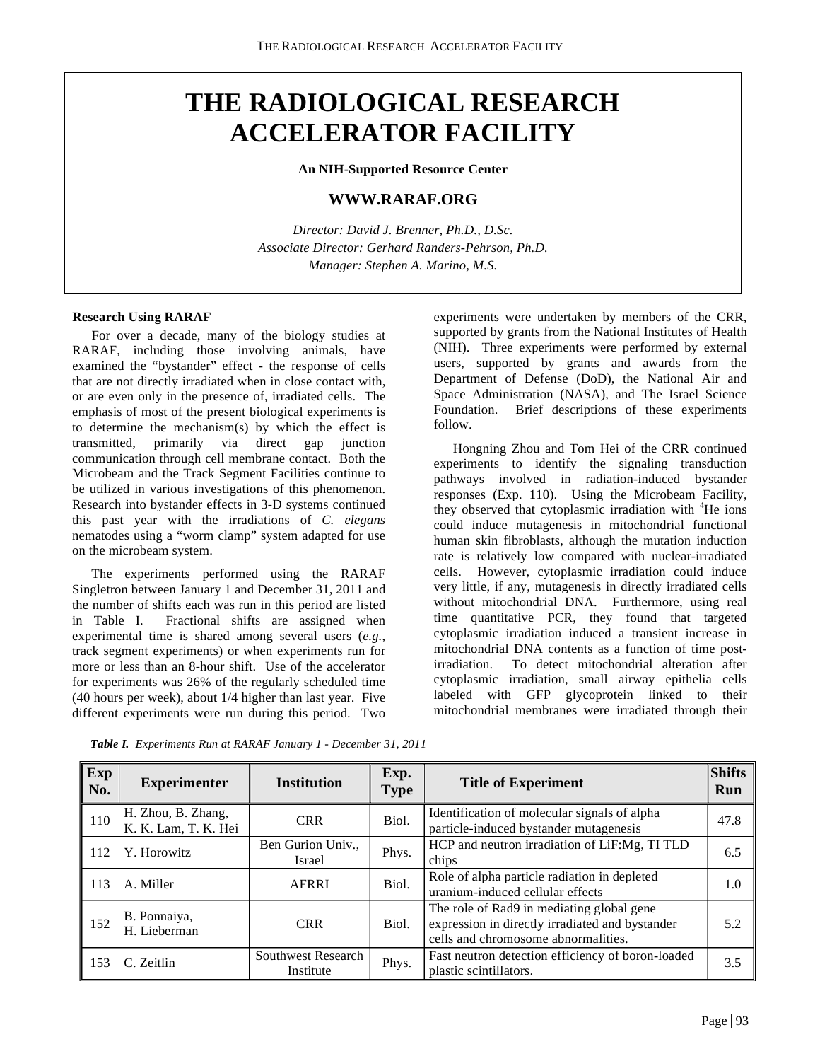# THE RADIOLOGICAL RESEARCH ACCELERATOR FACILITY

**An NIH-Supported Resource Center**

**WWW.RARAF.ORG**

*Director: David J. Brenner, Ph.D., D.Sc.*
*Associate Director: Gerhard Randers-Pehrson, Ph.D.*
*Manager: Stephen A. Marino, M.S.*

### Research Using RARAF

For over a decade, many of the biology studies at RARAF, including those involving animals, have examined the "bystander" effect - the response of cells that are not directly irradiated when in close contact with, or are even only in the presence of, irradiated cells. The emphasis of most of the present biological experiments is to determine the mechanism(s) by which the effect is transmitted, primarily via direct gap junction communication through cell membrane contact. Both the Microbeam and the Track Segment Facilities continue to be utilized in various investigations of this phenomenon. Research into bystander effects in 3-D systems continued this past year with the irradiations of *C. elegans* nematodes using a "worm clamp" system adapted for use on the microbeam system.

The experiments performed using the RARAF Singletron between January 1 and December 31, 2011 and the number of shifts each was run in this period are listed in Table I. Fractional shifts are assigned when experimental time is shared among several users (*e.g.*, track segment experiments) or when experiments run for more or less than an 8-hour shift. Use of the accelerator for experiments was 26% of the regularly scheduled time (40 hours per week), about 1/4 higher than last year. Five different experiments were run during this period. Two experiments were undertaken by members of the CRR, supported by grants from the National Institutes of Health (NIH). Three experiments were performed by external users, supported by grants and awards from the Department of Defense (DoD), the National Air and Space Administration (NASA), and The Israel Science Foundation. Brief descriptions of these experiments follow.

Hongning Zhou and Tom Hei of the CRR continued experiments to identify the signaling transduction pathways involved in radiation-induced bystander responses (Exp. 110). Using the Microbeam Facility, they observed that cytoplasmic irradiation with $^4$He ions could induce mutagenesis in mitochondrial functional human skin fibroblasts, although the mutation induction rate is relatively low compared with nuclear-irradiated cells. However, cytoplasmic irradiation could induce very little, if any, mutagenesis in directly irradiated cells without mitochondrial DNA. Furthermore, using real time quantitative PCR, they found that targeted cytoplasmic irradiation induced a transient increase in mitochondrial DNA contents as a function of time post-irradiation. To detect mitochondrial alteration after cytoplasmic irradiation, small airway epithelia cells labeled with GFP glycoprotein linked to their mitochondrial membranes were irradiated through their

***Table I.*** *Experiments Run at RARAF January 1 - December 31, 2011*

| Exp No. | Experimenter | Institution | Exp. Type | Title of Experiment | Shifts Run |
|---|---|---|---|---|---|
| 110 | H. Zhou, B. Zhang, K. K. Lam, T. K. Hei | CRR | Biol. | Identification of molecular signals of alpha particle-induced bystander mutagenesis | 47.8 |
| 112 | Y. Horowitz | Ben Gurion Univ., Israel | Phys. | HCP and neutron irradiation of LiF:Mg, TI TLD chips | 6.5 |
| 113 | A. Miller | AFRRI | Biol. | Role of alpha particle radiation in depleted uranium-induced cellular effects | 1.0 |
| 152 | B. Ponnaiya, H. Lieberman | CRR | Biol. | The role of Rad9 in mediating global gene expression in directly irradiated and bystander cells and chromosome abnormalities. | 5.2 |
| 153 | C. Zeitlin | Southwest Research Institute | Phys. | Fast neutron detection efficiency of boron-loaded plastic scintillators. | 3.5 |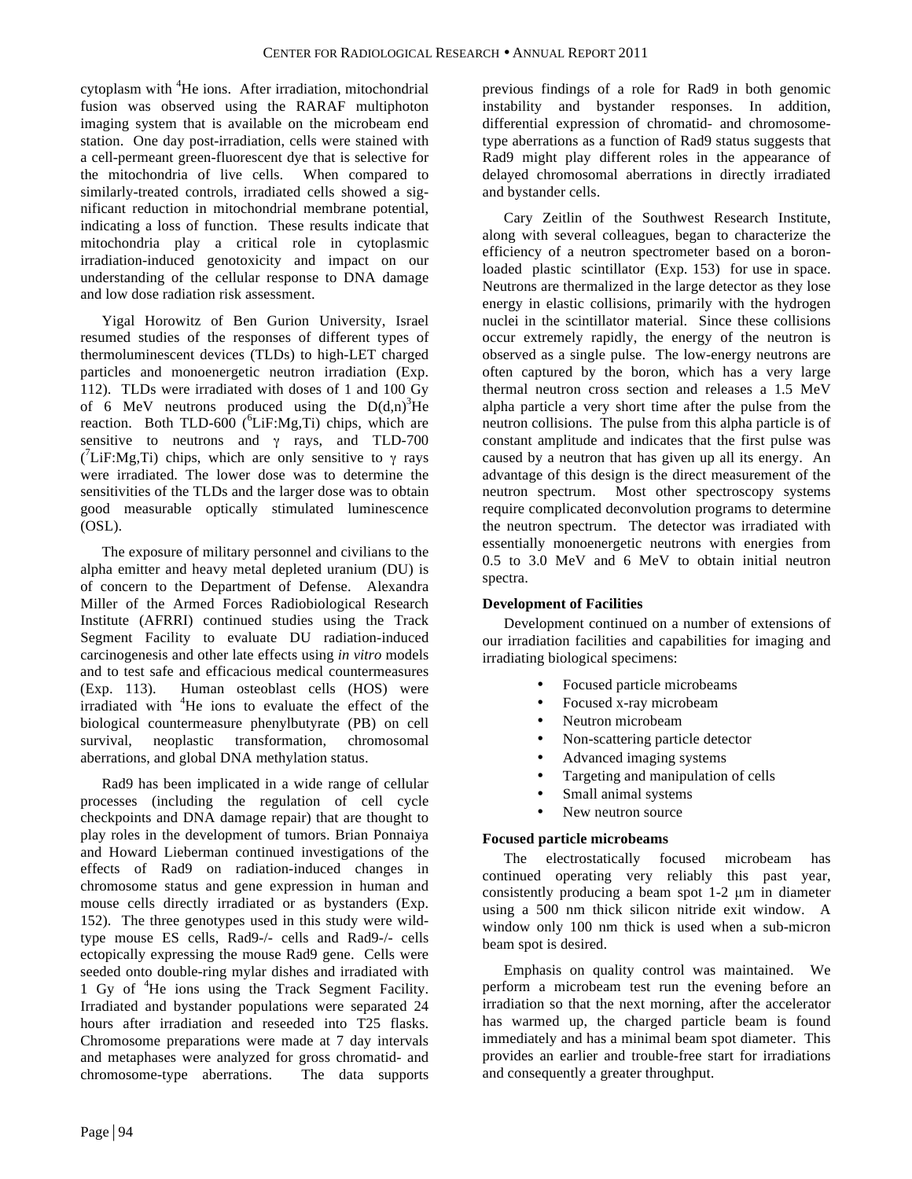cytoplasm with $^4$He ions. After irradiation, mitochondrial fusion was observed using the RARAF multiphoton imaging system that is available on the microbeam end station. One day post-irradiation, cells were stained with a cell-permeant green-fluorescent dye that is selective for the mitochondria of live cells. When compared to similarly-treated controls, irradiated cells showed a significant reduction in mitochondrial membrane potential, indicating a loss of function. These results indicate that mitochondria play a critical role in cytoplasmic irradiation-induced genotoxicity and impact on our understanding of the cellular response to DNA damage and low dose radiation risk assessment.

Yigal Horowitz of Ben Gurion University, Israel resumed studies of the responses of different types of thermoluminescent devices (TLDs) to high-LET charged particles and monoenergetic neutron irradiation (Exp. 112). TLDs were irradiated with doses of 1 and 100 Gy of 6 MeV neutrons produced using the $D(d,n)^3He$ reaction. Both TLD-600 ($^6$LiF:Mg,Ti) chips, which are sensitive to neutrons and $\gamma$ rays, and TLD-700 ($^7$LiF:Mg,Ti) chips, which are only sensitive to $\gamma$ rays were irradiated. The lower dose was to determine the sensitivities of the TLDs and the larger dose was to obtain good measurable optically stimulated luminescence (OSL).

The exposure of military personnel and civilians to the alpha emitter and heavy metal depleted uranium (DU) is of concern to the Department of Defense. Alexandra Miller of the Armed Forces Radiobiological Research Institute (AFRRI) continued studies using the Track Segment Facility to evaluate DU radiation-induced carcinogenesis and other late effects using *in vitro* models and to test safe and efficacious medical countermeasures (Exp. 113). Human osteoblast cells (HOS) were irradiated with $^4$He ions to evaluate the effect of the biological countermeasure phenylbutyrate (PB) on cell survival, neoplastic transformation, chromosomal aberrations, and global DNA methylation status.

Rad9 has been implicated in a wide range of cellular processes (including the regulation of cell cycle checkpoints and DNA damage repair) that are thought to play roles in the development of tumors. Brian Ponnaiya and Howard Lieberman continued investigations of the effects of Rad9 on radiation-induced changes in chromosome status and gene expression in human and mouse cells directly irradiated or as bystanders (Exp. 152). The three genotypes used in this study were wild-type mouse ES cells, Rad9-/- cells and Rad9-/- cells ectopically expressing the mouse Rad9 gene. Cells were seeded onto double-ring mylar dishes and irradiated with 1 Gy of $^4$He ions using the Track Segment Facility. Irradiated and bystander populations were separated 24 hours after irradiation and reseeded into T25 flasks. Chromosome preparations were made at 7 day intervals and metaphases were analyzed for gross chromatid- and chromosome-type aberrations. The data supports previous findings of a role for Rad9 in both genomic instability and bystander responses. In addition, differential expression of chromatid- and chromosome-type aberrations as a function of Rad9 status suggests that Rad9 might play different roles in the appearance of delayed chromosomal aberrations in directly irradiated and bystander cells.

Cary Zeitlin of the Southwest Research Institute, along with several colleagues, began to characterize the efficiency of a neutron spectrometer based on a boron-loaded plastic scintillator (Exp. 153) for use in space. Neutrons are thermalized in the large detector as they lose energy in elastic collisions, primarily with the hydrogen nuclei in the scintillator material. Since these collisions occur extremely rapidly, the energy of the neutron is observed as a single pulse. The low-energy neutrons are often captured by the boron, which has a very large thermal neutron cross section and releases a 1.5 MeV alpha particle a very short time after the pulse from the neutron collisions. The pulse from this alpha particle is of constant amplitude and indicates that the first pulse was caused by a neutron that has given up all its energy. An advantage of this design is the direct measurement of the neutron spectrum. Most other spectroscopy systems require complicated deconvolution programs to determine the neutron spectrum. The detector was irradiated with essentially monoenergetic neutrons with energies from 0.5 to 3.0 MeV and 6 MeV to obtain initial neutron spectra.

### Development of Facilities

Development continued on a number of extensions of our irradiation facilities and capabilities for imaging and irradiating biological specimens:

- Focused particle microbeams
- Focused x-ray microbeam
- Neutron microbeam
- Non-scattering particle detector
- Advanced imaging systems
- Targeting and manipulation of cells
- Small animal systems
- New neutron source

### Focused particle microbeams

The electrostatically focused microbeam has continued operating very reliably this past year, consistently producing a beam spot 1-2 µm in diameter using a 500 nm thick silicon nitride exit window. A window only 100 nm thick is used when a sub-micron beam spot is desired.

Emphasis on quality control was maintained. We perform a microbeam test run the evening before an irradiation so that the next morning, after the accelerator has warmed up, the charged particle beam is found immediately and has a minimal beam spot diameter. This provides an earlier and trouble-free start for irradiations and consequently a greater throughput.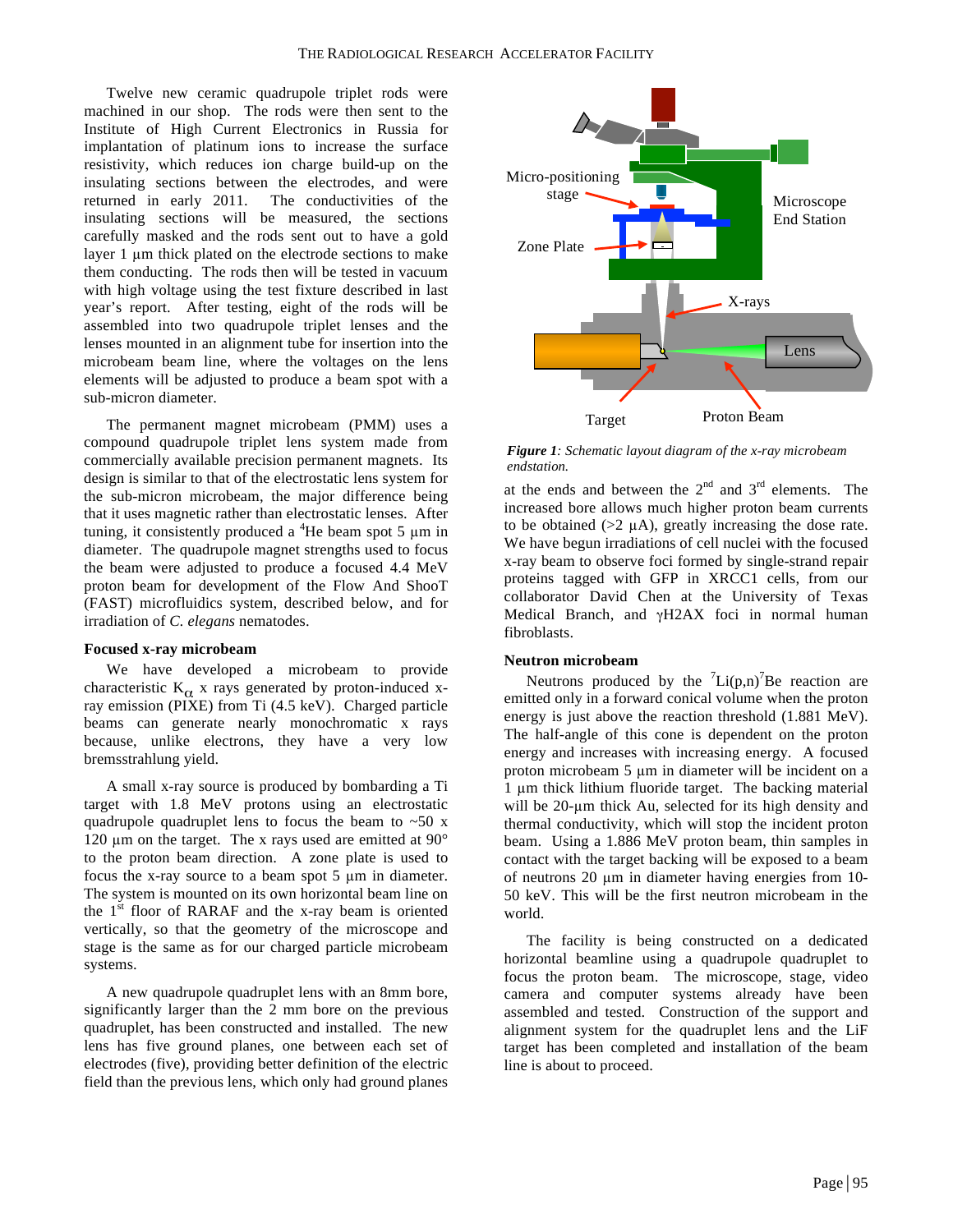Twelve new ceramic quadrupole triplet rods were machined in our shop. The rods were then sent to the Institute of High Current Electronics in Russia for implantation of platinum ions to increase the surface resistivity, which reduces ion charge build-up on the insulating sections between the electrodes, and were returned in early 2011. The conductivities of the insulating sections will be measured, the sections carefully masked and the rods sent out to have a gold layer 1 µm thick plated on the electrode sections to make them conducting. The rods then will be tested in vacuum with high voltage using the test fixture described in last year's report. After testing, eight of the rods will be assembled into two quadrupole triplet lenses and the lenses mounted in an alignment tube for insertion into the microbeam beam line, where the voltages on the lens elements will be adjusted to produce a beam spot with a sub-micron diameter.

The permanent magnet microbeam (PMM) uses a compound quadrupole triplet lens system made from commercially available precision permanent magnets. Its design is similar to that of the electrostatic lens system for the sub-micron microbeam, the major difference being that it uses magnetic rather than electrostatic lenses. After tuning, it consistently produced a $^{4}$He beam spot 5 µm in diameter. The quadrupole magnet strengths used to focus the beam were adjusted to produce a focused 4.4 MeV proton beam for development of the Flow And ShooT (FAST) microfluidics system, described below, and for irradiation of *C. elegans* nematodes.

### Focused x-ray microbeam

We have developed a microbeam to provide characteristic $K_{\alpha}$ x rays generated by proton-induced x-ray emission (PIXE) from Ti (4.5 keV). Charged particle beams can generate nearly monochromatic x rays because, unlike electrons, they have a very low bremsstrahlung yield.

A small x-ray source is produced by bombarding a Ti target with 1.8 MeV protons using an electrostatic quadrupole quadruplet lens to focus the beam to ~50 x 120 µm on the target. The x rays used are emitted at 90° to the proton beam direction. A zone plate is used to focus the x-ray source to a beam spot 5 µm in diameter. The system is mounted on its own horizontal beam line on the 1st floor of RARAF and the x-ray beam is oriented vertically, so that the geometry of the microscope and stage is the same as for our charged particle microbeam systems.

A new quadrupole quadruplet lens with an 8mm bore, significantly larger than the 2 mm bore on the previous quadruplet, has been constructed and installed. The new lens has five ground planes, one between each set of electrodes (five), providing better definition of the electric field than the previous lens, which only had ground planes at the ends and between the 2nd and 3rd elements. The increased bore allows much higher proton beam currents to be obtained (>2 µA), greatly increasing the dose rate. We have begun irradiations of cell nuclei with the focused x-ray beam to observe foci formed by single-strand repair proteins tagged with GFP in XRCC1 cells, from our collaborator David Chen at the University of Texas Medical Branch, and γH2AX foci in normal human fibroblasts.

*Figure 1: Schematic layout diagram of the x-ray microbeam endstation.*

### Neutron microbeam

Neutrons produced by the $^{7}$Li(p,n)$^{7}$Be reaction are emitted only in a forward conical volume when the proton energy is just above the reaction threshold (1.881 MeV). The half-angle of this cone is dependent on the proton energy and increases with increasing energy. A focused proton microbeam 5 µm in diameter will be incident on a 1 µm thick lithium fluoride target. The backing material will be 20-µm thick Au, selected for its high density and thermal conductivity, which will stop the incident proton beam. Using a 1.886 MeV proton beam, thin samples in contact with the target backing will be exposed to a beam of neutrons 20 µm in diameter having energies from 10-50 keV. This will be the first neutron microbeam in the world.

The facility is being constructed on a dedicated horizontal beamline using a quadrupole quadruplet to focus the proton beam. The microscope, stage, video camera and computer systems already have been assembled and tested. Construction of the support and alignment system for the quadruplet lens and the LiF target has been completed and installation of the beam line is about to proceed.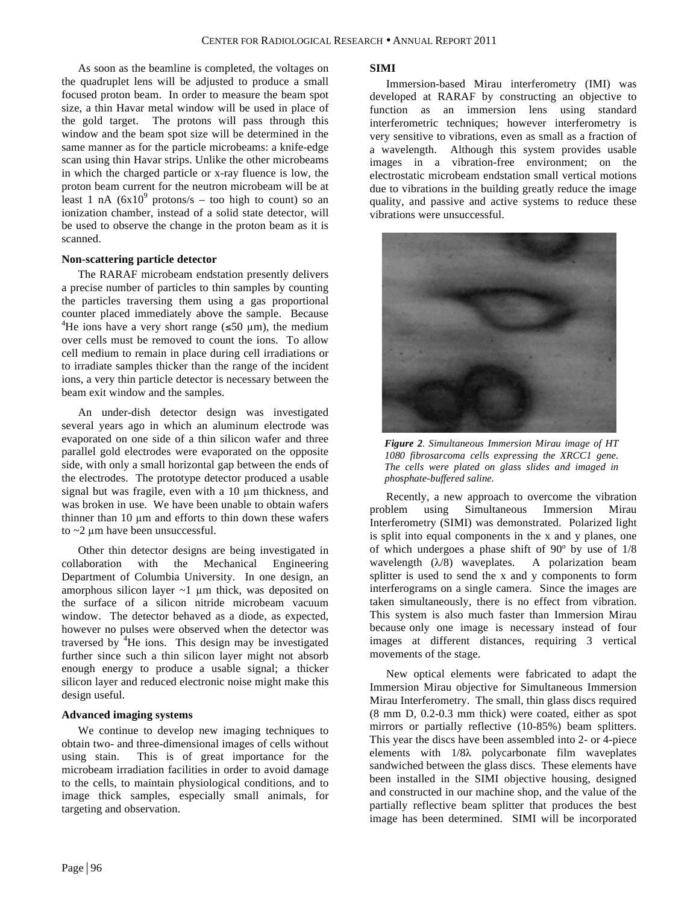As soon as the beamline is completed, the voltages on the quadruplet lens will be adjusted to produce a small focused proton beam. In order to measure the beam spot size, a thin Havar metal window will be used in place of the gold target. The protons will pass through this window and the beam spot size will be determined in the same manner as for the particle microbeams: a knife-edge scan using thin Havar strips. Unlike the other microbeams in which the charged particle or x-ray fluence is low, the proton beam current for the neutron microbeam will be at least 1 nA ($6 \times 10^9$ protons/s – too high to count) so an ionization chamber, instead of a solid state detector, will be used to observe the change in the proton beam as it is scanned.

### Non-scattering particle detector

The RARAF microbeam endstation presently delivers a precise number of particles to thin samples by counting the particles traversing them using a gas proportional counter placed immediately above the sample. Because $^4$He ions have a very short range (≤50 μm), the medium over cells must be removed to count the ions. To allow cell medium to remain in place during cell irradiations or to irradiate samples thicker than the range of the incident ions, a very thin particle detector is necessary between the beam exit window and the samples.

An under-dish detector design was investigated several years ago in which an aluminum electrode was evaporated on one side of a thin silicon wafer and three parallel gold electrodes were evaporated on the opposite side, with only a small horizontal gap between the ends of the electrodes. The prototype detector produced a usable signal but was fragile, even with a 10 μm thickness, and was broken in use. We have been unable to obtain wafers thinner than 10 μm and efforts to thin down these wafers to ~2 μm have been unsuccessful.

Other thin detector designs are being investigated in collaboration with the Mechanical Engineering Department of Columbia University. In one design, an amorphous silicon layer ~1 μm thick, was deposited on the surface of a silicon nitride microbeam vacuum window. The detector behaved as a diode, as expected, however no pulses were observed when the detector was traversed by $^4$He ions. This design may be investigated further since such a thin silicon layer might not absorb enough energy to produce a usable signal; a thicker silicon layer and reduced electronic noise might make this design useful.

### Advanced imaging systems

We continue to develop new imaging techniques to obtain two- and three-dimensional images of cells without using stain. This is of great importance for the microbeam irradiation facilities in order to avoid damage to the cells, to maintain physiological conditions, and to image thick samples, especially small animals, for targeting and observation.

### SIMI

Immersion-based Mirau interferometry (IMI) was developed at RARAF by constructing an objective to function as an immersion lens using standard interferometric techniques; however interferometry is very sensitive to vibrations, even as small as a fraction of a wavelength. Although this system provides usable images in a vibration-free environment; on the electrostatic microbeam endstation small vertical motions due to vibrations in the building greatly reduce the image quality, and passive and active systems to reduce these vibrations were unsuccessful.

***Figure 2**. Simultaneous Immersion Mirau image of HT 1080 fibrosarcoma cells expressing the XRCC1 gene. The cells were plated on glass slides and imaged in phosphate-buffered saline.*

Recently, a new approach to overcome the vibration problem using Simultaneous Immersion Mirau Interferometry (SIMI) was demonstrated. Polarized light is split into equal components in the x and y planes, one of which undergoes a phase shift of 90º by use of 1/8 wavelength (λ/8) waveplates. A polarization beam splitter is used to send the x and y components to form interferograms on a single camera. Since the images are taken simultaneously, there is no effect from vibration. This system is also much faster than Immersion Mirau because only one image is necessary instead of four images at different distances, requiring 3 vertical movements of the stage.

New optical elements were fabricated to adapt the Immersion Mirau objective for Simultaneous Immersion Mirau Interferometry. The small, thin glass discs required (8 mm D, 0.2-0.3 mm thick) were coated, either as spot mirrors or partially reflective (10-85%) beam splitters. This year the discs have been assembled into 2- or 4-piece elements with 1/8λ polycarbonate film waveplates sandwiched between the glass discs. These elements have been installed in the SIMI objective housing, designed and constructed in our machine shop, and the value of the partially reflective beam splitter that produces the best image has been determined. SIMI will be incorporated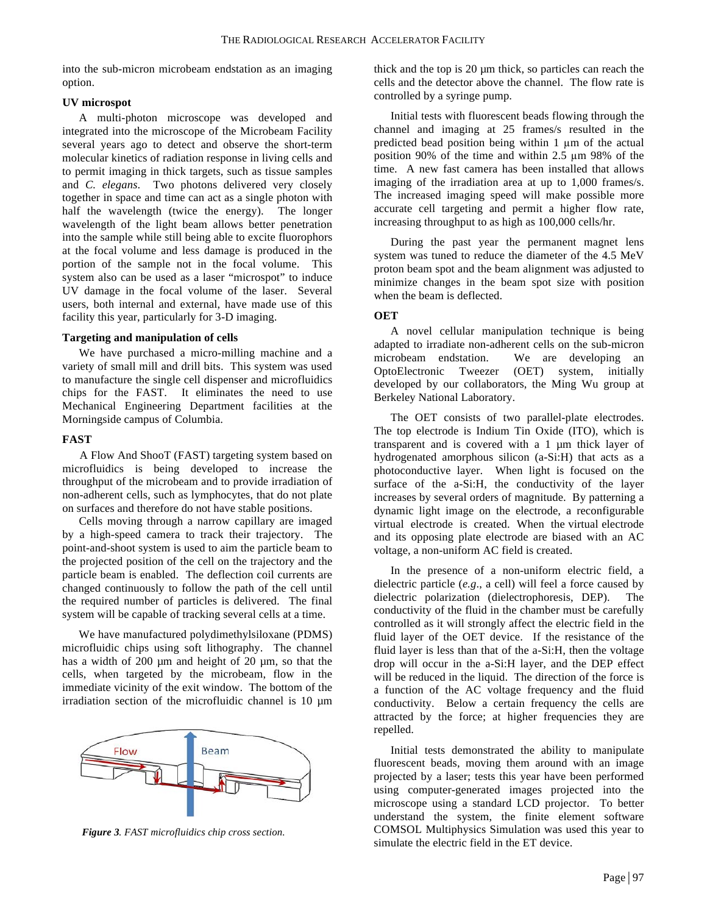into the sub-micron microbeam endstation as an imaging option.

### UV microspot

A multi-photon microscope was developed and integrated into the microscope of the Microbeam Facility several years ago to detect and observe the short-term molecular kinetics of radiation response in living cells and to permit imaging in thick targets, such as tissue samples and *C. elegans*. Two photons delivered very closely together in space and time can act as a single photon with half the wavelength (twice the energy). The longer wavelength of the light beam allows better penetration into the sample while still being able to excite fluorophors at the focal volume and less damage is produced in the portion of the sample not in the focal volume. This system also can be used as a laser "microspot" to induce UV damage in the focal volume of the laser. Several users, both internal and external, have made use of this facility this year, particularly for 3-D imaging.

### Targeting and manipulation of cells

We have purchased a micro-milling machine and a variety of small mill and drill bits. This system was used to manufacture the single cell dispenser and microfluidics chips for the FAST. It eliminates the need to use Mechanical Engineering Department facilities at the Morningside campus of Columbia.

### FAST

A Flow And ShooT (FAST) targeting system based on microfluidics is being developed to increase the throughput of the microbeam and to provide irradiation of non-adherent cells, such as lymphocytes, that do not plate on surfaces and therefore do not have stable positions.

Cells moving through a narrow capillary are imaged by a high-speed camera to track their trajectory. The point-and-shoot system is used to aim the particle beam to the projected position of the cell on the trajectory and the particle beam is enabled. The deflection coil currents are changed continuously to follow the path of the cell until the required number of particles is delivered. The final system will be capable of tracking several cells at a time.

We have manufactured polydimethylsiloxane (PDMS) microfluidic chips using soft lithography. The channel has a width of 200 µm and height of 20 µm, so that the cells, when targeted by the microbeam, flow in the immediate vicinity of the exit window. The bottom of the irradiation section of the microfluidic channel is 10 µm thick and the top is 20 µm thick, so particles can reach the cells and the detector above the channel. The flow rate is controlled by a syringe pump.

*Figure 3. FAST microfluidics chip cross section.*

Initial tests with fluorescent beads flowing through the channel and imaging at 25 frames/s resulted in the predicted bead position being within 1 µm of the actual position 90% of the time and within 2.5 µm 98% of the time. A new fast camera has been installed that allows imaging of the irradiation area at up to 1,000 frames/s. The increased imaging speed will make possible more accurate cell targeting and permit a higher flow rate, increasing throughput to as high as 100,000 cells/hr.

During the past year the permanent magnet lens system was tuned to reduce the diameter of the 4.5 MeV proton beam spot and the beam alignment was adjusted to minimize changes in the beam spot size with position when the beam is deflected.

### OET

A novel cellular manipulation technique is being adapted to irradiate non-adherent cells on the sub-micron microbeam endstation. We are developing an OptoElectronic Tweezer (OET) system, initially developed by our collaborators, the Ming Wu group at Berkeley National Laboratory.

The OET consists of two parallel-plate electrodes. The top electrode is Indium Tin Oxide (ITO), which is transparent and is covered with a 1 µm thick layer of hydrogenated amorphous silicon (a-Si:H) that acts as a photoconductive layer. When light is focused on the surface of the a-Si:H, the conductivity of the layer increases by several orders of magnitude. By patterning a dynamic light image on the electrode, a reconfigurable virtual electrode is created. When the virtual electrode and its opposing plate electrode are biased with an AC voltage, a non-uniform AC field is created.

In the presence of a non-uniform electric field, a dielectric particle (*e.g.*, a cell) will feel a force caused by dielectric polarization (dielectrophoresis, DEP). The conductivity of the fluid in the chamber must be carefully controlled as it will strongly affect the electric field in the fluid layer of the OET device. If the resistance of the fluid layer is less than that of the a-Si:H, then the voltage drop will occur in the a-Si:H layer, and the DEP effect will be reduced in the liquid. The direction of the force is a function of the AC voltage frequency and the fluid conductivity. Below a certain frequency the cells are attracted by the force; at higher frequencies they are repelled.

Initial tests demonstrated the ability to manipulate fluorescent beads, moving them around with an image projected by a laser; tests this year have been performed using computer-generated images projected into the microscope using a standard LCD projector. To better understand the system, the finite element software COMSOL Multiphysics Simulation was used this year to simulate the electric field in the ET device.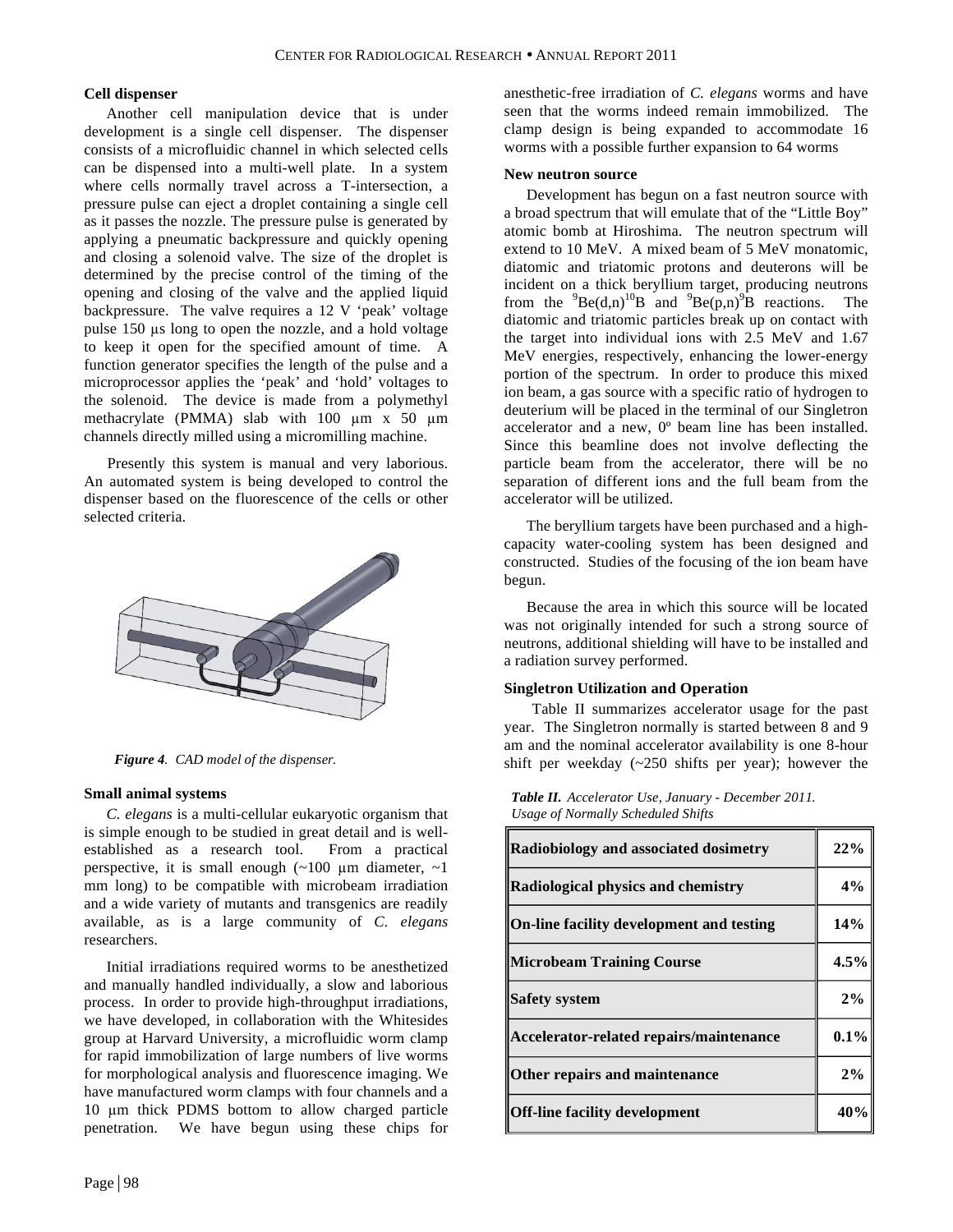### Cell dispenser

Another cell manipulation device that is under development is a single cell dispenser. The dispenser consists of a microfluidic channel in which selected cells can be dispensed into a multi-well plate. In a system where cells normally travel across a T-intersection, a pressure pulse can eject a droplet containing a single cell as it passes the nozzle. The pressure pulse is generated by applying a pneumatic backpressure and quickly opening and closing a solenoid valve. The size of the droplet is determined by the precise control of the timing of the opening and closing of the valve and the applied liquid backpressure. The valve requires a 12 V 'peak' voltage pulse 150 μs long to open the nozzle, and a hold voltage to keep it open for the specified amount of time. A function generator specifies the length of the pulse and a microprocessor applies the 'peak' and 'hold' voltages to the solenoid. The device is made from a polymethyl methacrylate (PMMA) slab with 100 μm x 50 μm channels directly milled using a micromilling machine.

Presently this system is manual and very laborious. An automated system is being developed to control the dispenser based on the fluorescence of the cells or other selected criteria.

***Figure 4**. CAD model of the dispenser.*

### Small animal systems

*C. elegans* is a multi-cellular eukaryotic organism that is simple enough to be studied in great detail and is well-established as a research tool. From a practical perspective, it is small enough (~100 μm diameter, ~1 mm long) to be compatible with microbeam irradiation and a wide variety of mutants and transgenics are readily available, as is a large community of *C. elegans* researchers.

Initial irradiations required worms to be anesthetized and manually handled individually, a slow and laborious process. In order to provide high-throughput irradiations, we have developed, in collaboration with the Whitesides group at Harvard University, a microfluidic worm clamp for rapid immobilization of large numbers of live worms for morphological analysis and fluorescence imaging. We have manufactured worm clamps with four channels and a 10 μm thick PDMS bottom to allow charged particle penetration. We have begun using these chips for anesthetic-free irradiation of *C. elegans* worms and have seen that the worms indeed remain immobilized. The clamp design is being expanded to accommodate 16 worms with a possible further expansion to 64 worms

### New neutron source

Development has begun on a fast neutron source with a broad spectrum that will emulate that of the "Little Boy" atomic bomb at Hiroshima. The neutron spectrum will extend to 10 MeV. A mixed beam of 5 MeV monatomic, diatomic and triatomic protons and deuterons will be incident on a thick beryllium target, producing neutrons from the $^{9}Be(d,n)^{10}B$ and $^{9}Be(p,n)^{9}B$ reactions. The diatomic and triatomic particles break up on contact with the target into individual ions with 2.5 MeV and 1.67 MeV energies, respectively, enhancing the lower-energy portion of the spectrum. In order to produce this mixed ion beam, a gas source with a specific ratio of hydrogen to deuterium will be placed in the terminal of our Singletron accelerator and a new, 0º beam line has been installed. Since this beamline does not involve deflecting the particle beam from the accelerator, there will be no separation of different ions and the full beam from the accelerator will be utilized.

The beryllium targets have been purchased and a high-capacity water-cooling system has been designed and constructed. Studies of the focusing of the ion beam have begun.

Because the area in which this source will be located was not originally intended for such a strong source of neutrons, additional shielding will have to be installed and a radiation survey performed.

### Singletron Utilization and Operation

Table II summarizes accelerator usage for the past year. The Singletron normally is started between 8 and 9 am and the nominal accelerator availability is one 8-hour shift per weekday (~250 shifts per year); however the

***Table II.** Accelerator Use, January - December 2011. Usage of Normally Scheduled Shifts*

| Category | Usage |
|---|---|
| **Radiobiology and associated dosimetry** | **22%** |
| **Radiological physics and chemistry** | **4%** |
| **On-line facility development and testing** | **14%** |
| **Microbeam Training Course** | **4.5%** |
| **Safety system** | **2%** |
| **Accelerator-related repairs/maintenance** | **0.1%** |
| **Other repairs and maintenance** | **2%** |
| **Off-line facility development** | **40%** |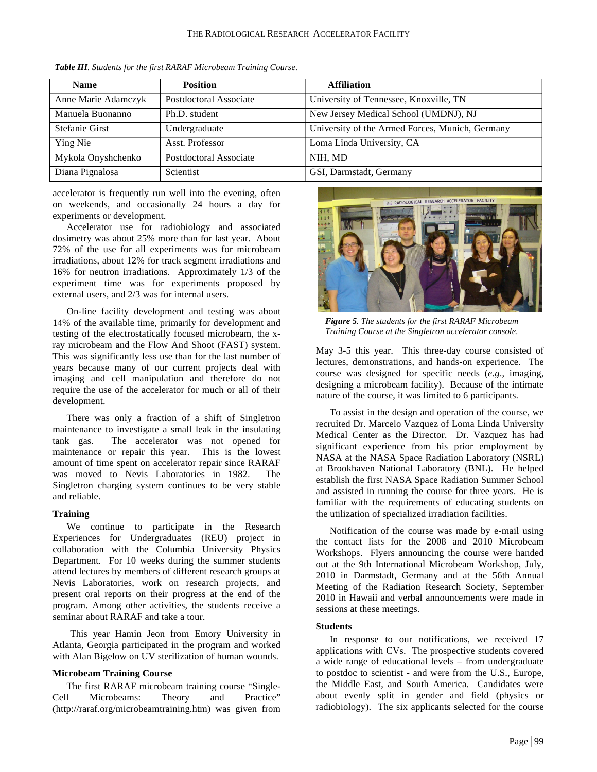*Table III. Students for the first RARAF Microbeam Training Course.*

| Name | Position | Affiliation |
|---|---|---|
| Anne Marie Adamczyk | Postdoctoral Associate | University of Tennessee, Knoxville, TN |
| Manuela Buonanno | Ph.D. student | New Jersey Medical School (UMDNJ), NJ |
| Stefanie Girst | Undergraduate | University of the Armed Forces, Munich, Germany |
| Ying Nie | Asst. Professor | Loma Linda University, CA |
| Mykola Onyshchenko | Postdoctoral Associate | NIH, MD |
| Diana Pignalosa | Scientist | GSI, Darmstadt, Germany |

accelerator is frequently run well into the evening, often on weekends, and occasionally 24 hours a day for experiments or development.

Accelerator use for radiobiology and associated dosimetry was about 25% more than for last year. About 72% of the use for all experiments was for microbeam irradiations, about 12% for track segment irradiations and 16% for neutron irradiations. Approximately 1/3 of the experiment time was for experiments proposed by external users, and 2/3 was for internal users.

On-line facility development and testing was about 14% of the available time, primarily for development and testing of the electrostatically focused microbeam, the x-ray microbeam and the Flow And Shoot (FAST) system. This was significantly less use than for the last number of years because many of our current projects deal with imaging and cell manipulation and therefore do not require the use of the accelerator for much or all of their development.

There was only a fraction of a shift of Singletron maintenance to investigate a small leak in the insulating tank gas. The accelerator was not opened for maintenance or repair this year. This is the lowest amount of time spent on accelerator repair since RARAF was moved to Nevis Laboratories in 1982. The Singletron charging system continues to be very stable and reliable.

### Training

We continue to participate in the Research Experiences for Undergraduates (REU) project in collaboration with the Columbia University Physics Department. For 10 weeks during the summer students attend lectures by members of different research groups at Nevis Laboratories, work on research projects, and present oral reports on their progress at the end of the program. Among other activities, the students receive a seminar about RARAF and take a tour.

This year Hamin Jeon from Emory University in Atlanta, Georgia participated in the program and worked with Alan Bigelow on UV sterilization of human wounds.

### Microbeam Training Course

The first RARAF microbeam training course "Single-Cell Microbeams: Theory and Practice" (http://raraf.org/microbeamtraining.htm) was given from May 3-5 this year. This three-day course consisted of lectures, demonstrations, and hands-on experience. The course was designed for specific needs (*e.g*., imaging, designing a microbeam facility). Because of the intimate nature of the course, it was limited to 6 participants.

*Figure 5. The students for the first RARAF Microbeam Training Course at the Singletron accelerator console.*

To assist in the design and operation of the course, we recruited Dr. Marcelo Vazquez of Loma Linda University Medical Center as the Director. Dr. Vazquez has had significant experience from his prior employment by NASA at the NASA Space Radiation Laboratory (NSRL) at Brookhaven National Laboratory (BNL). He helped establish the first NASA Space Radiation Summer School and assisted in running the course for three years. He is familiar with the requirements of educating students on the utilization of specialized irradiation facilities.

Notification of the course was made by e-mail using the contact lists for the 2008 and 2010 Microbeam Workshops. Flyers announcing the course were handed out at the 9th International Microbeam Workshop, July, 2010 in Darmstadt, Germany and at the 56th Annual Meeting of the Radiation Research Society, September 2010 in Hawaii and verbal announcements were made in sessions at these meetings.

### Students

In response to our notifications, we received 17 applications with CVs. The prospective students covered a wide range of educational levels – from undergraduate to postdoc to scientist - and were from the U.S., Europe, the Middle East, and South America. Candidates were about evenly split in gender and field (physics or radiobiology). The six applicants selected for the course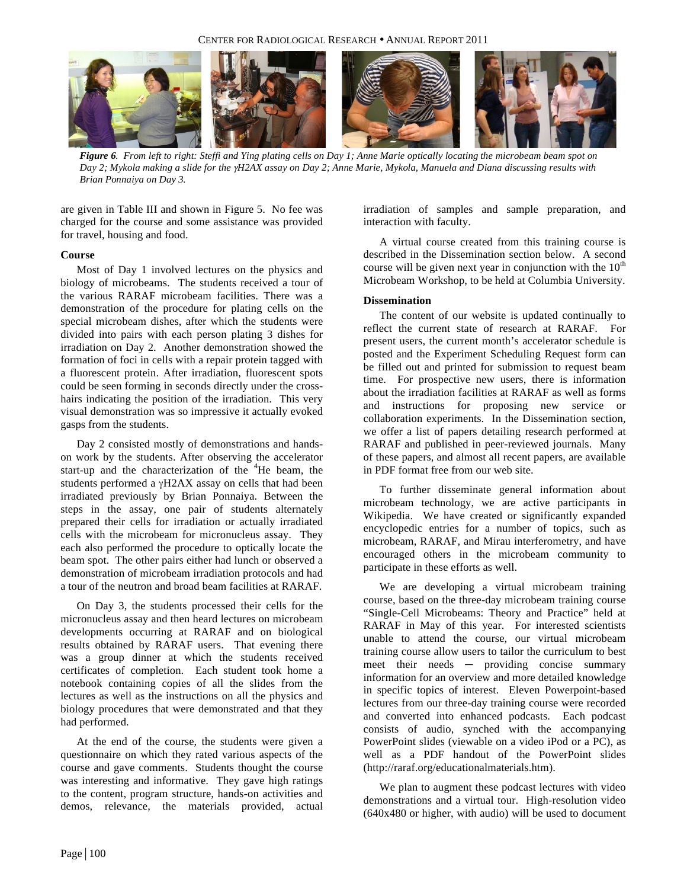*Figure 6. From left to right: Steffi and Ying plating cells on Day 1; Anne Marie optically locating the microbeam beam spot on Day 2; Mykola making a slide for the γH2AX assay on Day 2; Anne Marie, Mykola, Manuela and Diana discussing results with Brian Ponnaiya on Day 3.*

are given in Table III and shown in Figure 5. No fee was charged for the course and some assistance was provided for travel, housing and food.

**Course**

Most of Day 1 involved lectures on the physics and biology of microbeams. The students received a tour of the various RARAF microbeam facilities. There was a demonstration of the procedure for plating cells on the special microbeam dishes, after which the students were divided into pairs with each person plating 3 dishes for irradiation on Day 2. Another demonstration showed the formation of foci in cells with a repair protein tagged with a fluorescent protein. After irradiation, fluorescent spots could be seen forming in seconds directly under the cross-hairs indicating the position of the irradiation. This very visual demonstration was so impressive it actually evoked gasps from the students.

Day 2 consisted mostly of demonstrations and hands-on work by the students. After observing the accelerator start-up and the characterization of the $^{4}$He beam, the students performed a γH2AX assay on cells that had been irradiated previously by Brian Ponnaiya. Between the steps in the assay, one pair of students alternately prepared their cells for irradiation or actually irradiated cells with the microbeam for micronucleus assay. They each also performed the procedure to optically locate the beam spot. The other pairs either had lunch or observed a demonstration of microbeam irradiation protocols and had a tour of the neutron and broad beam facilities at RARAF.

On Day 3, the students processed their cells for the micronucleus assay and then heard lectures on microbeam developments occurring at RARAF and on biological results obtained by RARAF users. That evening there was a group dinner at which the students received certificates of completion. Each student took home a notebook containing copies of all the slides from the lectures as well as the instructions on all the physics and biology procedures that were demonstrated and that they had performed.

At the end of the course, the students were given a questionnaire on which they rated various aspects of the course and gave comments. Students thought the course was interesting and informative. They gave high ratings to the content, program structure, hands-on activities and demos, relevance, the materials provided, actual irradiation of samples and sample preparation, and interaction with faculty.

A virtual course created from this training course is described in the Dissemination section below. A second course will be given next year in conjunction with the 10$^{th}$ Microbeam Workshop, to be held at Columbia University.

**Dissemination**

The content of our website is updated continually to reflect the current state of research at RARAF. For present users, the current month's accelerator schedule is posted and the Experiment Scheduling Request form can be filled out and printed for submission to request beam time. For prospective new users, there is information about the irradiation facilities at RARAF as well as forms and instructions for proposing new service or collaboration experiments. In the Dissemination section, we offer a list of papers detailing research performed at RARAF and published in peer-reviewed journals. Many of these papers, and almost all recent papers, are available in PDF format free from our web site.

To further disseminate general information about microbeam technology, we are active participants in Wikipedia. We have created or significantly expanded encyclopedic entries for a number of topics, such as microbeam, RARAF, and Mirau interferometry, and have encouraged others in the microbeam community to participate in these efforts as well.

We are developing a virtual microbeam training course, based on the three-day microbeam training course "Single-Cell Microbeams: Theory and Practice" held at RARAF in May of this year. For interested scientists unable to attend the course, our virtual microbeam training course allow users to tailor the curriculum to best meet their needs ─ providing concise summary information for an overview and more detailed knowledge in specific topics of interest. Eleven Powerpoint-based lectures from our three-day training course were recorded and converted into enhanced podcasts. Each podcast consists of audio, synched with the accompanying PowerPoint slides (viewable on a video iPod or a PC), as well as a PDF handout of the PowerPoint slides (http://raraf.org/educationalmaterials.htm).

We plan to augment these podcast lectures with video demonstrations and a virtual tour. High-resolution video (640x480 or higher, with audio) will be used to document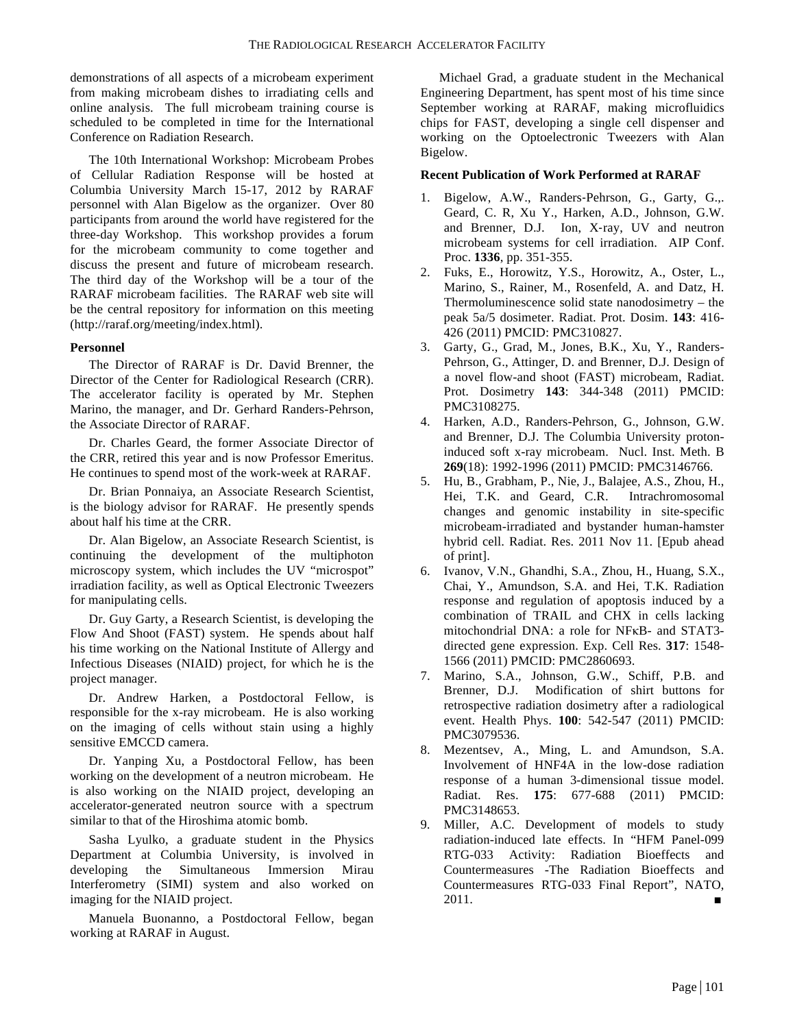demonstrations of all aspects of a microbeam experiment from making microbeam dishes to irradiating cells and online analysis. The full microbeam training course is scheduled to be completed in time for the International Conference on Radiation Research.

The 10th International Workshop: Microbeam Probes of Cellular Radiation Response will be hosted at Columbia University March 15-17, 2012 by RARAF personnel with Alan Bigelow as the organizer. Over 80 participants from around the world have registered for the three-day Workshop. This workshop provides a forum for the microbeam community to come together and discuss the present and future of microbeam research. The third day of the Workshop will be a tour of the RARAF microbeam facilities. The RARAF web site will be the central repository for information on this meeting (http://raraf.org/meeting/index.html).

**Personnel**

The Director of RARAF is Dr. David Brenner, the Director of the Center for Radiological Research (CRR). The accelerator facility is operated by Mr. Stephen Marino, the manager, and Dr. Gerhard Randers-Pehrson, the Associate Director of RARAF.

Dr. Charles Geard, the former Associate Director of the CRR, retired this year and is now Professor Emeritus. He continues to spend most of the work-week at RARAF.

Dr. Brian Ponnaiya, an Associate Research Scientist, is the biology advisor for RARAF. He presently spends about half his time at the CRR.

Dr. Alan Bigelow, an Associate Research Scientist, is continuing the development of the multiphoton microscopy system, which includes the UV "microspot" irradiation facility, as well as Optical Electronic Tweezers for manipulating cells.

Dr. Guy Garty, a Research Scientist, is developing the Flow And Shoot (FAST) system. He spends about half his time working on the National Institute of Allergy and Infectious Diseases (NIAID) project, for which he is the project manager.

Dr. Andrew Harken, a Postdoctoral Fellow, is responsible for the x-ray microbeam. He is also working on the imaging of cells without stain using a highly sensitive EMCCD camera.

Dr. Yanping Xu, a Postdoctoral Fellow, has been working on the development of a neutron microbeam. He is also working on the NIAID project, developing an accelerator-generated neutron source with a spectrum similar to that of the Hiroshima atomic bomb.

Sasha Lyulko, a graduate student in the Physics Department at Columbia University, is involved in developing the Simultaneous Immersion Mirau Interferometry (SIMI) system and also worked on imaging for the NIAID project.

Manuela Buonanno, a Postdoctoral Fellow, began working at RARAF in August.

Michael Grad, a graduate student in the Mechanical Engineering Department, has spent most of his time since September working at RARAF, making microfluidics chips for FAST, developing a single cell dispenser and working on the Optoelectronic Tweezers with Alan Bigelow.

**Recent Publication of Work Performed at RARAF**

1. Bigelow, A.W., Randers-Pehrson, G., Garty, G.,. Geard, C. R, Xu Y., Harken, A.D., Johnson, G.W. and Brenner, D.J. Ion, X-ray, UV and neutron microbeam systems for cell irradiation. AIP Conf. Proc. **1336**, pp. 351-355.
2. Fuks, E., Horowitz, Y.S., Horowitz, A., Oster, L., Marino, S., Rainer, M., Rosenfeld, A. and Datz, H. Thermoluminescence solid state nanodosimetry – the peak 5a/5 dosimeter. Radiat. Prot. Dosim. **143**: 416-426 (2011) PMCID: PMC310827.
3. Garty, G., Grad, M., Jones, B.K., Xu, Y., Randers-Pehrson, G., Attinger, D. and Brenner, D.J. Design of a novel flow-and shoot (FAST) microbeam, Radiat. Prot. Dosimetry **143**: 344-348 (2011) PMCID: PMC3108275.
4. Harken, A.D., Randers-Pehrson, G., Johnson, G.W. and Brenner, D.J. The Columbia University proton-induced soft x-ray microbeam. Nucl. Inst. Meth. B **269**(18): 1992-1996 (2011) PMCID: PMC3146766.
5. Hu, B., Grabham, P., Nie, J., Balajee, A.S., Zhou, H., Hei, T.K. and Geard, C.R. Intrachromosomal changes and genomic instability in site-specific microbeam-irradiated and bystander human-hamster hybrid cell. Radiat. Res. 2011 Nov 11. [Epub ahead of print].
6. Ivanov, V.N., Ghandhi, S.A., Zhou, H., Huang, S.X., Chai, Y., Amundson, S.A. and Hei, T.K. Radiation response and regulation of apoptosis induced by a combination of TRAIL and CHX in cells lacking mitochondrial DNA: a role for NFκB- and STAT3-directed gene expression. Exp. Cell Res. **317**: 1548-1566 (2011) PMCID: PMC2860693.
7. Marino, S.A., Johnson, G.W., Schiff, P.B. and Brenner, D.J. Modification of shirt buttons for retrospective radiation dosimetry after a radiological event. Health Phys. **100**: 542-547 (2011) PMCID: PMC3079536.
8. Mezentsev, A., Ming, L. and Amundson, S.A. Involvement of HNF4A in the low-dose radiation response of a human 3-dimensional tissue model. Radiat. Res. **175**: 677-688 (2011) PMCID: PMC3148653.
9. Miller, A.C. Development of models to study radiation-induced late effects. In "HFM Panel-099 RTG-033 Activity: Radiation Bioeffects and Countermeasures -The Radiation Bioeffects and Countermeasures RTG-033 Final Report", NATO, 2011. ■